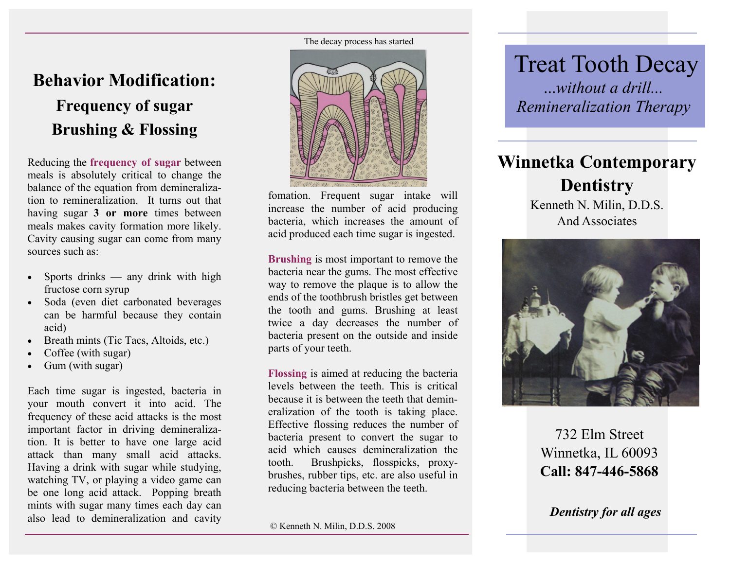# Behavior Modification:

## Frequency of sugar

## Brushing & Flossing

Reducing the **frequency of sugar** between meals is absolutely critical to change the balance of the equation from demineralization to remineralization. It turns out that having sugar **3 or more** times between meals makes cavity formation more likely. Cavity causing sugar can come from many sources such as:

- Sports drinks — any drink with high fructose corn syrup
- Soda (even diet carbonated beverages can be harmful because they contain acid)
- Breath mints (Tic Tacs, Altoids, etc.)
- Coffee (with sugar)
- Gum (with sugar)

Each time sugar is ingested, bacteria in your mouth convert it into acid. The frequency of these acid attacks is the most important factor in driving demineralization. It is better to have one large acid attack than many small acid attacks. Having a drink with sugar while studying, watching TV, or playing a video game can be one long acid attack. Popping breath mints with sugar many times each day can also lead to demineralization and cavity fomation. Frequent sugar intake will increase the number of acid producing bacteria, which increases the amount of acid produced each time sugar is ingested.

The decay process has started

**Brushing** is most important to remove the bacteria near the gums. The most effective way to remove the plaque is to allow the ends of the toothbrush bristles get between the tooth and gums. Brushing at least twice a day decreases the number of bacteria present on the outside and inside parts of your teeth.

**Flossing** is aimed at reducing the bacteria levels between the teeth. This is critical because it is between the teeth that demineralization of the tooth is taking place. Effective flossing reduces the number of bacteria present to convert the sugar to acid which causes demineralization the tooth. Brushpicks, flosspicks, proxybrushes, rubber tips, etc. are also useful in reducing bacteria between the teeth.

© Kenneth N. Milin, D.D.S. 2008

# Treat Tooth Decay

*...without a drill...*

*Remineralization Therapy*

## Winnetka Contemporary Dentistry

Kenneth N. Milin, D.D.S.
And Associates

732 Elm Street
Winnetka, IL 60093
**Call: 847-446-5868**

***Dentistry for all ages***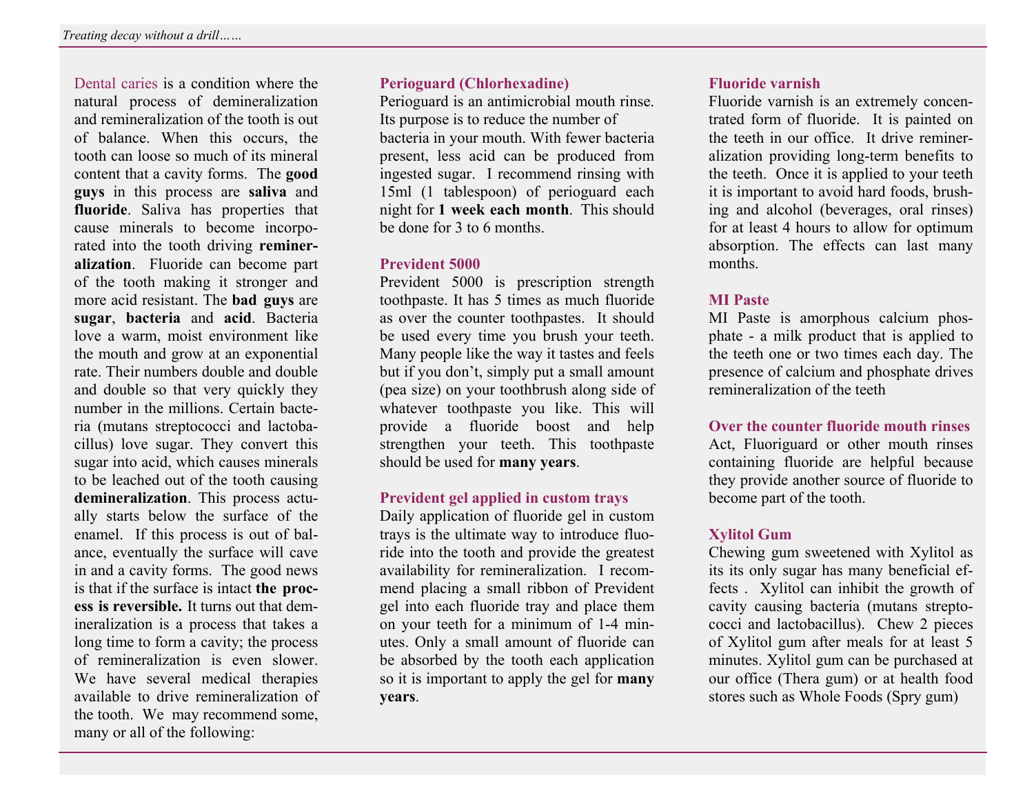Dental caries is a condition where the natural process of demineralization and remineralization of the tooth is out of balance. When this occurs, the tooth can loose so much of its mineral content that a cavity forms. The **good guys** in this process are **saliva** and **fluoride**. Saliva has properties that cause minerals to become incorporated into the tooth driving **remineralization**. Fluoride can become part of the tooth making it stronger and more acid resistant. The **bad guys** are **sugar**, **bacteria** and **acid**. Bacteria love a warm, moist environment like the mouth and grow at an exponential rate. Their numbers double and double and double so that very quickly they number in the millions. Certain bacteria (mutans streptococci and lactobacillus) love sugar. They convert this sugar into acid, which causes minerals to be leached out of the tooth causing **demineralization**. This process actually starts below the surface of the enamel. If this process is out of balance, eventually the surface will cave in and a cavity forms. The good news is that if the surface is intact **the process is reversible.** It turns out that demineralization is a process that takes a long time to form a cavity; the process of remineralization is even slower. We have several medical therapies available to drive remineralization of the tooth. We may recommend some, many or all of the following:

### Perioguard (Chlorhexadine)

Perioguard is an antimicrobial mouth rinse. Its purpose is to reduce the number of bacteria in your mouth. With fewer bacteria present, less acid can be produced from ingested sugar. I recommend rinsing with 15ml (1 tablespoon) of perioguard each night for **1 week each month**. This should be done for 3 to 6 months.

### Prevident 5000

Prevident 5000 is prescription strength toothpaste. It has 5 times as much fluoride as over the counter toothpastes. It should be used every time you brush your teeth. Many people like the way it tastes and feels but if you don't, simply put a small amount (pea size) on your toothbrush along side of whatever toothpaste you like. This will provide a fluoride boost and help strengthen your teeth. This toothpaste should be used for **many years**.

### Prevident gel applied in custom trays

Daily application of fluoride gel in custom trays is the ultimate way to introduce fluoride into the tooth and provide the greatest availability for remineralization. I recommend placing a small ribbon of Prevident gel into each fluoride tray and place them on your teeth for a minimum of 1-4 minutes. Only a small amount of fluoride can be absorbed by the tooth each application so it is important to apply the gel for **many years**.

### Fluoride varnish

Fluoride varnish is an extremely concentrated form of fluoride. It is painted on the teeth in our office. It drive remineralization providing long-term benefits to the teeth. Once it is applied to your teeth it is important to avoid hard foods, brushing and alcohol (beverages, oral rinses) for at least 4 hours to allow for optimum absorption. The effects can last many months.

### MI Paste

MI Paste is amorphous calcium phosphate - a milk product that is applied to the teeth one or two times each day. The presence of calcium and phosphate drives remineralization of the teeth

### Over the counter fluoride mouth rinses

Act, Fluoriguard or other mouth rinses containing fluoride are helpful because they provide another source of fluoride to become part of the tooth.

### Xylitol Gum

Chewing gum sweetened with Xylitol as its its only sugar has many beneficial effects . Xylitol can inhibit the growth of cavity causing bacteria (mutans streptococci and lactobacillus). Chew 2 pieces of Xylitol gum after meals for at least 5 minutes. Xylitol gum can be purchased at our office (Thera gum) or at health food stores such as Whole Foods (Spry gum)